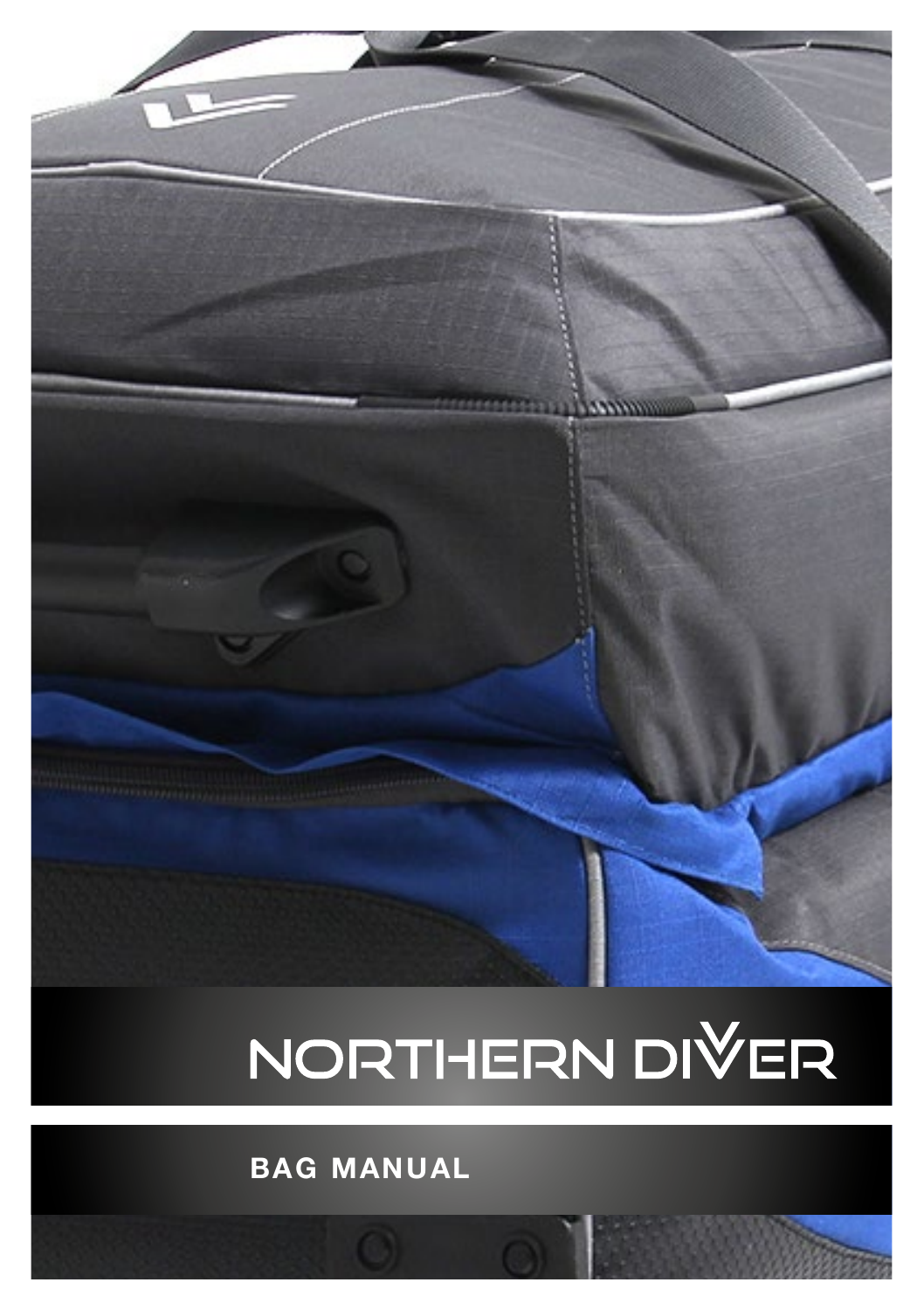# NORTHERN DIVER

## BAG MANUAL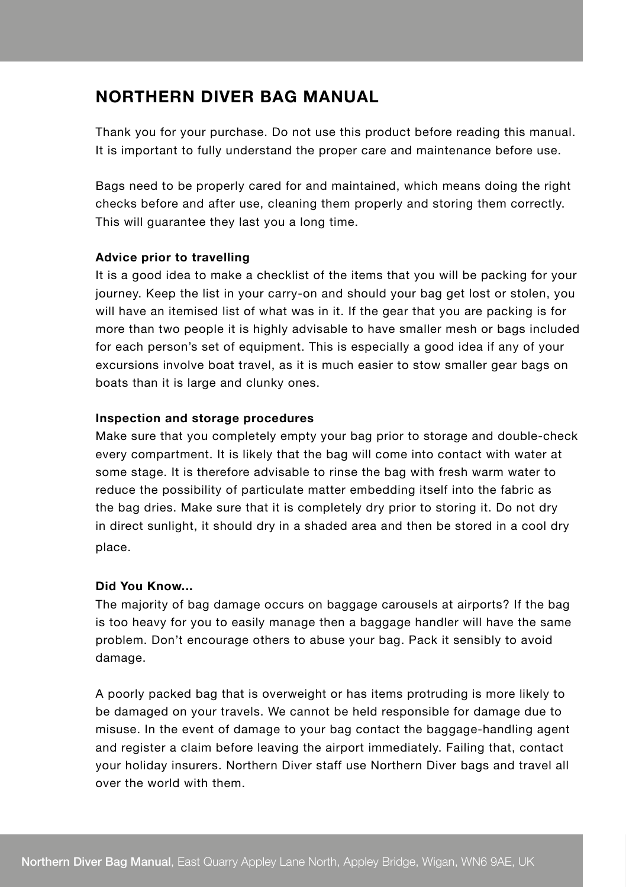# NORTHERN DIVER BAG MANUAL

Thank you for your purchase. Do not use this product before reading this manual. It is important to fully understand the proper care and maintenance before use.

Bags need to be properly cared for and maintained, which means doing the right checks before and after use, cleaning them properly and storing them correctly. This will guarantee they last you a long time.

**Advice prior to travelling**

It is a good idea to make a checklist of the items that you will be packing for your journey. Keep the list in your carry-on and should your bag get lost or stolen, you will have an itemised list of what was in it. If the gear that you are packing is for more than two people it is highly advisable to have smaller mesh or bags included for each person's set of equipment. This is especially a good idea if any of your excursions involve boat travel, as it is much easier to stow smaller gear bags on boats than it is large and clunky ones.

**Inspection and storage procedures**

Make sure that you completely empty your bag prior to storage and double-check every compartment. It is likely that the bag will come into contact with water at some stage. It is therefore advisable to rinse the bag with fresh warm water to reduce the possibility of particulate matter embedding itself into the fabric as the bag dries. Make sure that it is completely dry prior to storing it. Do not dry in direct sunlight, it should dry in a shaded area and then be stored in a cool dry place.

**Did You Know...**

The majority of bag damage occurs on baggage carousels at airports? If the bag is too heavy for you to easily manage then a baggage handler will have the same problem. Don't encourage others to abuse your bag. Pack it sensibly to avoid damage.

A poorly packed bag that is overweight or has items protruding is more likely to be damaged on your travels. We cannot be held responsible for damage due to misuse. In the event of damage to your bag contact the baggage-handling agent and register a claim before leaving the airport immediately. Failing that, contact your holiday insurers. Northern Diver staff use Northern Diver bags and travel all over the world with them.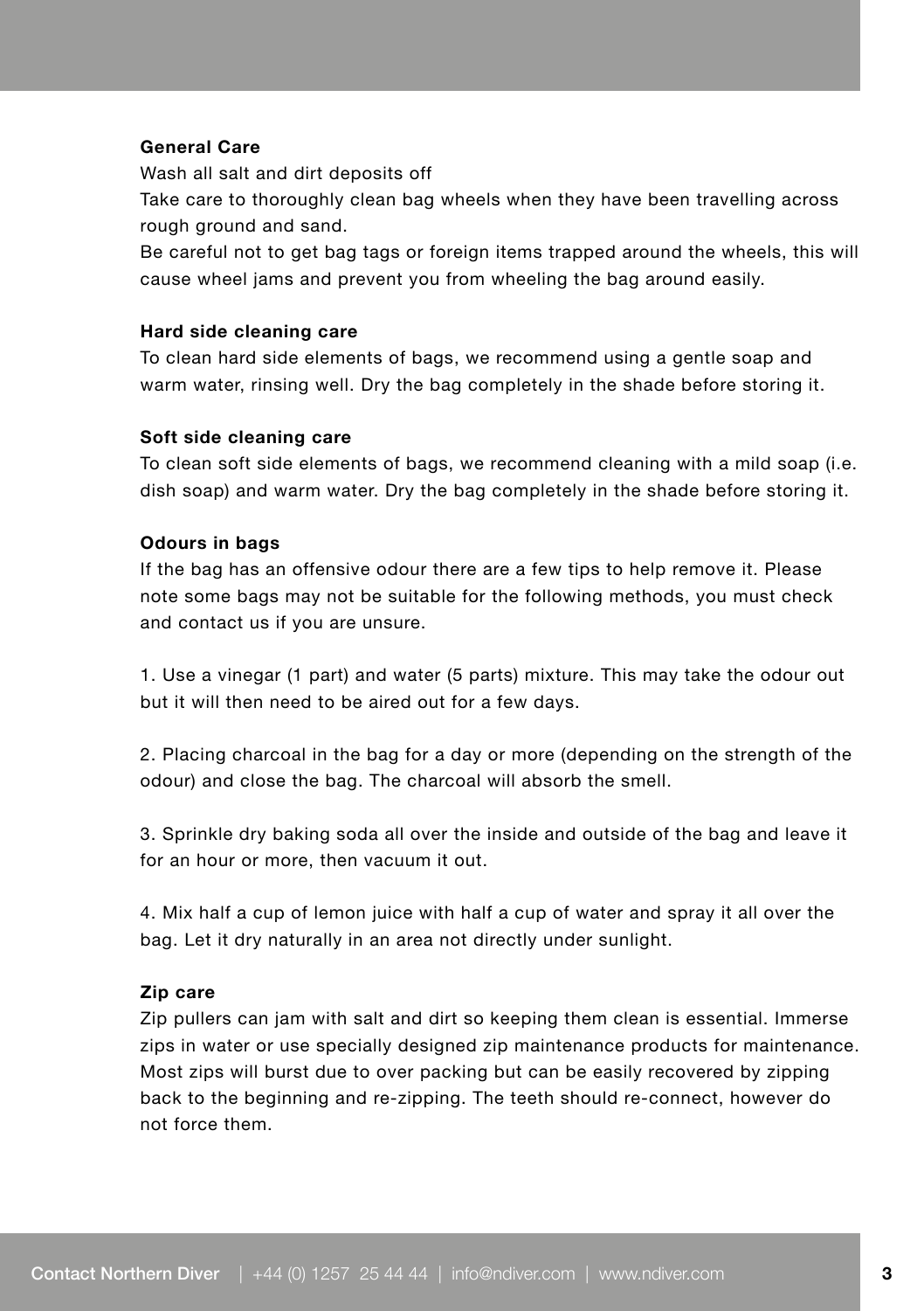**General Care**

Wash all salt and dirt deposits off

Take care to thoroughly clean bag wheels when they have been travelling across rough ground and sand.

Be careful not to get bag tags or foreign items trapped around the wheels, this will cause wheel jams and prevent you from wheeling the bag around easily.

**Hard side cleaning care**

To clean hard side elements of bags, we recommend using a gentle soap and warm water, rinsing well. Dry the bag completely in the shade before storing it.

**Soft side cleaning care**

To clean soft side elements of bags, we recommend cleaning with a mild soap (i.e. dish soap) and warm water. Dry the bag completely in the shade before storing it.

**Odours in bags**

If the bag has an offensive odour there are a few tips to help remove it. Please note some bags may not be suitable for the following methods, you must check and contact us if you are unsure.

1. Use a vinegar (1 part) and water (5 parts) mixture. This may take the odour out but it will then need to be aired out for a few days.

2. Placing charcoal in the bag for a day or more (depending on the strength of the odour) and close the bag. The charcoal will absorb the smell.

3. Sprinkle dry baking soda all over the inside and outside of the bag and leave it for an hour or more, then vacuum it out.

4. Mix half a cup of lemon juice with half a cup of water and spray it all over the bag. Let it dry naturally in an area not directly under sunlight.

**Zip care**

Zip pullers can jam with salt and dirt so keeping them clean is essential. Immerse zips in water or use specially designed zip maintenance products for maintenance. Most zips will burst due to over packing but can be easily recovered by zipping back to the beginning and re-zipping. The teeth should re-connect, however do not force them.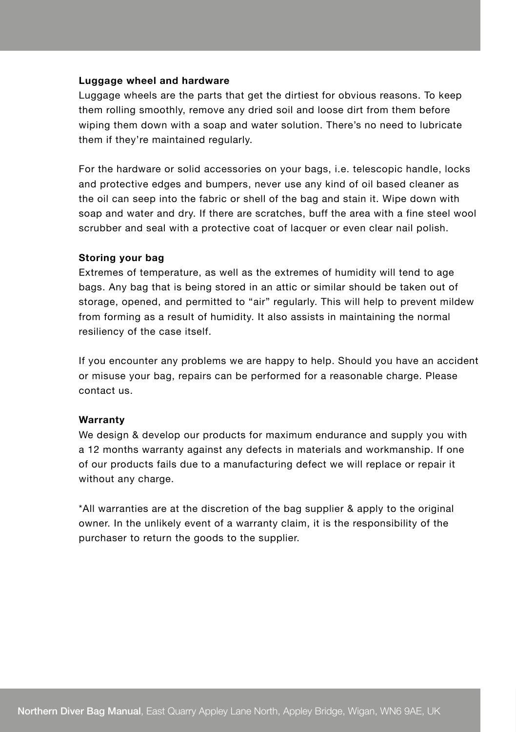**Luggage wheel and hardware**

Luggage wheels are the parts that get the dirtiest for obvious reasons. To keep them rolling smoothly, remove any dried soil and loose dirt from them before wiping them down with a soap and water solution. There's no need to lubricate them if they're maintained regularly.

For the hardware or solid accessories on your bags, i.e. telescopic handle, locks and protective edges and bumpers, never use any kind of oil based cleaner as the oil can seep into the fabric or shell of the bag and stain it. Wipe down with soap and water and dry. If there are scratches, buff the area with a fine steel wool scrubber and seal with a protective coat of lacquer or even clear nail polish.

**Storing your bag**

Extremes of temperature, as well as the extremes of humidity will tend to age bags. Any bag that is being stored in an attic or similar should be taken out of storage, opened, and permitted to "air" regularly. This will help to prevent mildew from forming as a result of humidity. It also assists in maintaining the normal resiliency of the case itself.

If you encounter any problems we are happy to help. Should you have an accident or misuse your bag, repairs can be performed for a reasonable charge. Please contact us.

**Warranty**

We design & develop our products for maximum endurance and supply you with a 12 months warranty against any defects in materials and workmanship. If one of our products fails due to a manufacturing defect we will replace or repair it without any charge.

*All warranties are at the discretion of the bag supplier & apply to the original owner. In the unlikely event of a warranty claim, it is the responsibility of the purchaser to return the goods to the supplier.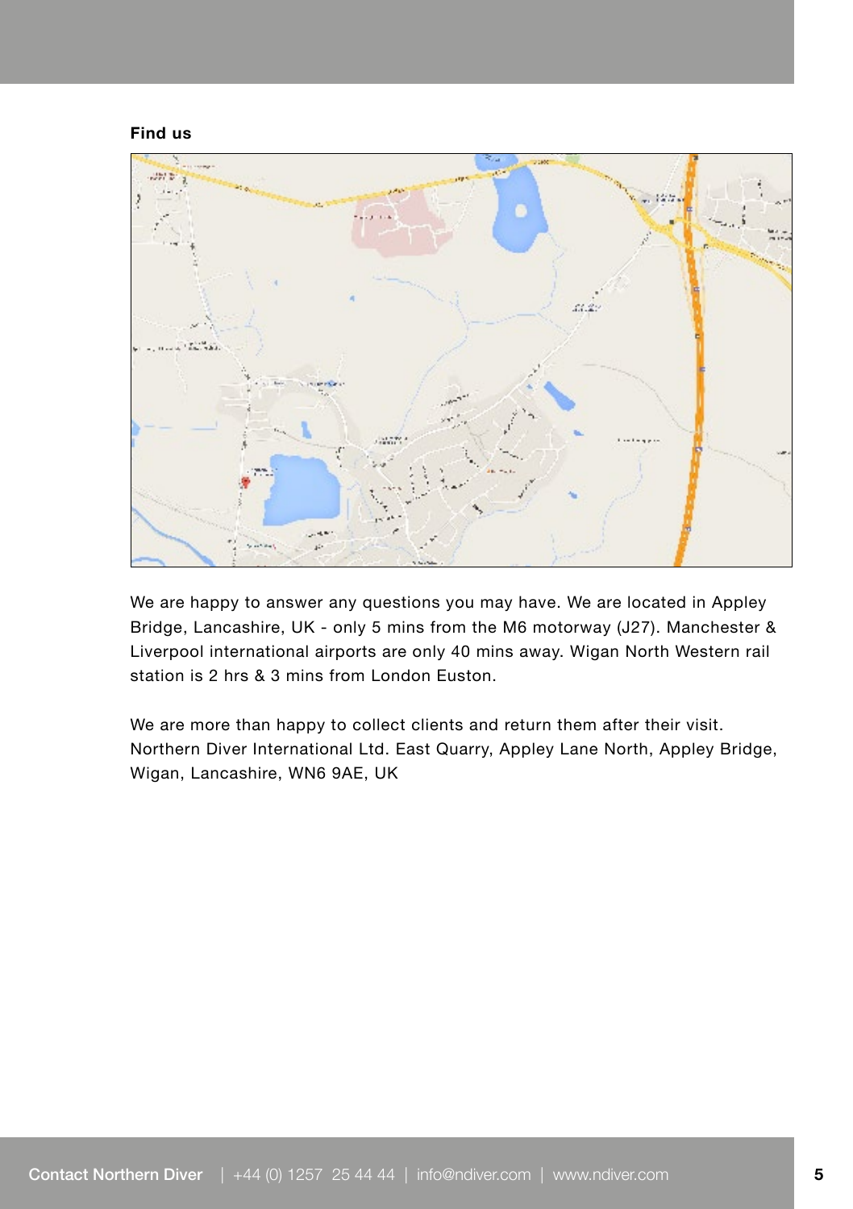**Find us**

We are happy to answer any questions you may have. We are located in Appley Bridge, Lancashire, UK - only 5 mins from the M6 motorway (J27). Manchester & Liverpool international airports are only 40 mins away. Wigan North Western rail station is 2 hrs & 3 mins from London Euston.

We are more than happy to collect clients and return them after their visit. Northern Diver International Ltd. East Quarry, Appley Lane North, Appley Bridge, Wigan, Lancashire, WN6 9AE, UK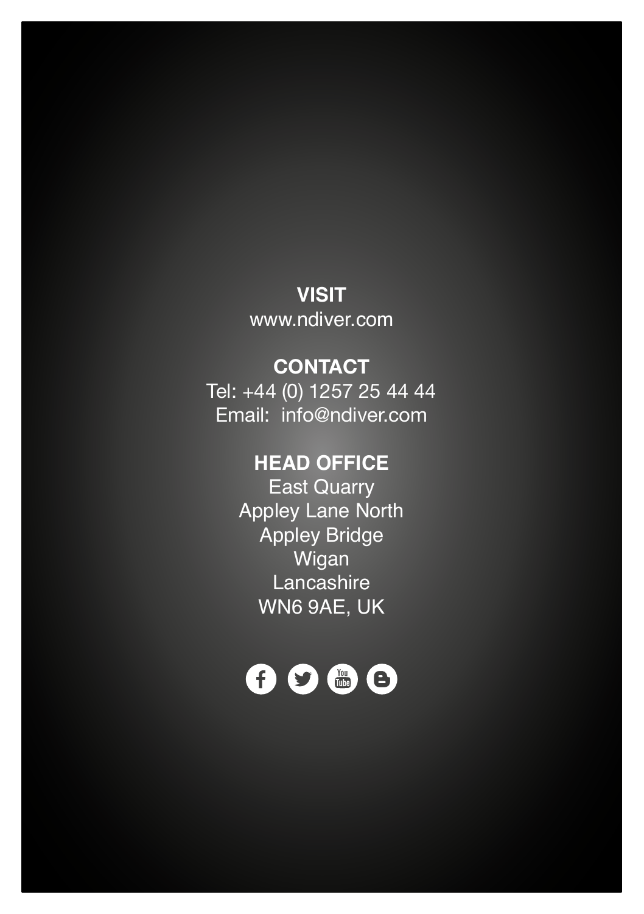**VISIT**

www.ndiver.com

**CONTACT**

Tel: +44 (0) 1257 25 44 44

Email: info@ndiver.com

**HEAD OFFICE**

East Quarry
Appley Lane North
Appley Bridge
Wigan
Lancashire
WN6 9AE, UK